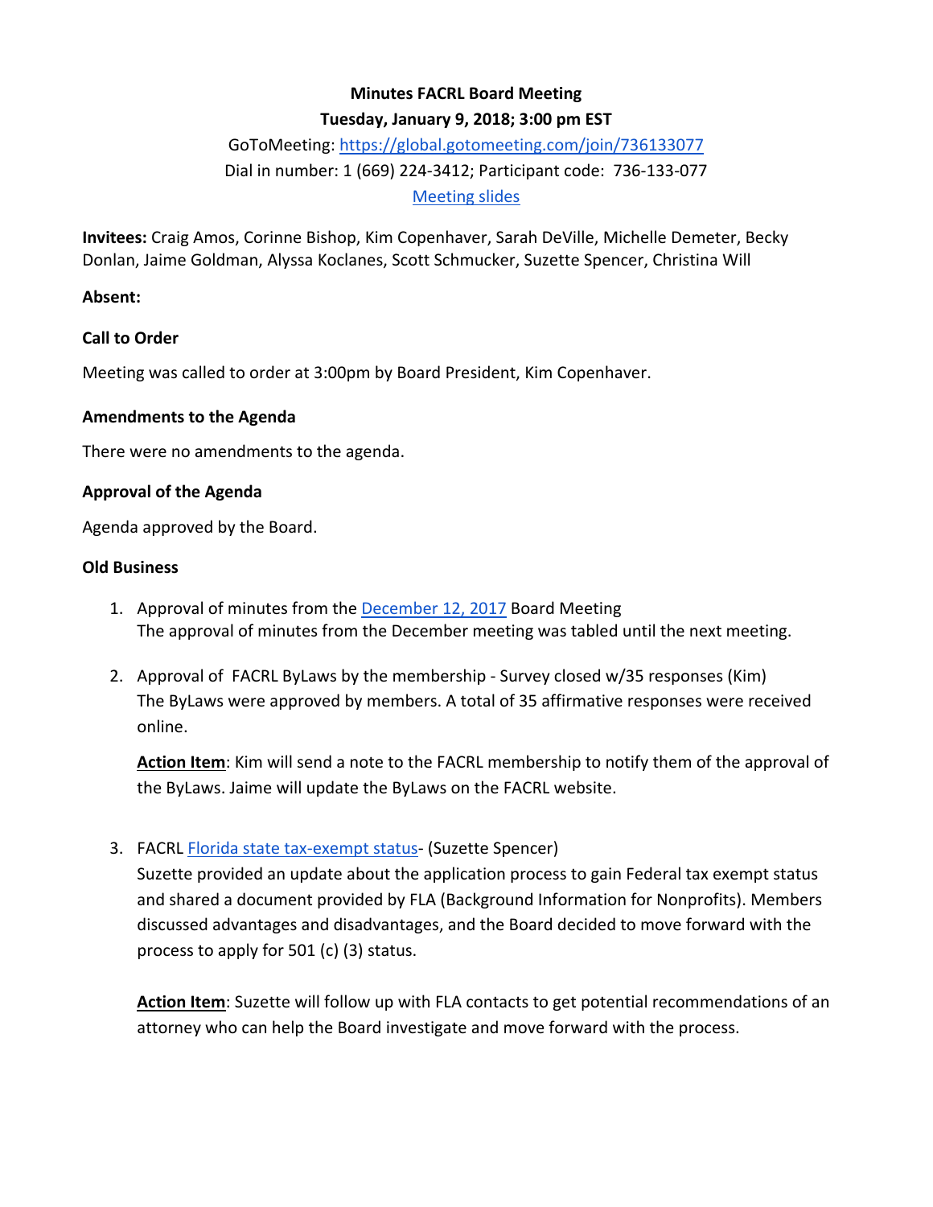**Minutes FACRL Board Meeting**

**Tuesday, January 9, 2018; 3:00 pm EST**

GoToMeeting: https://global.gotomeeting.com/join/736133077

Dial in number: 1 (669) 224-3412; Participant code: 736-133-077

Meeting slides

**Invitees:** Craig Amos, Corinne Bishop, Kim Copenhaver, Sarah DeVille, Michelle Demeter, Becky Donlan, Jaime Goldman, Alyssa Koclanes, Scott Schmucker, Suzette Spencer, Christina Will

**Absent:**

**Call to Order**

Meeting was called to order at 3:00pm by Board President, Kim Copenhaver.

**Amendments to the Agenda**

There were no amendments to the agenda.

**Approval of the Agenda**

Agenda approved by the Board.

**Old Business**

1. Approval of minutes from the December 12, 2017 Board Meeting
   The approval of minutes from the December meeting was tabled until the next meeting.

2. Approval of FACRL ByLaws by the membership - Survey closed w/35 responses (Kim)
   The ByLaws were approved by members. A total of 35 affirmative responses were received online.

   **Action Item**: Kim will send a note to the FACRL membership to notify them of the approval of the ByLaws. Jaime will update the ByLaws on the FACRL website.

3. FACRL Florida state tax-exempt status- (Suzette Spencer)
   Suzette provided an update about the application process to gain Federal tax exempt status and shared a document provided by FLA (Background Information for Nonprofits). Members discussed advantages and disadvantages, and the Board decided to move forward with the process to apply for 501 (c) (3) status.

   **Action Item**: Suzette will follow up with FLA contacts to get potential recommendations of an attorney who can help the Board investigate and move forward with the process.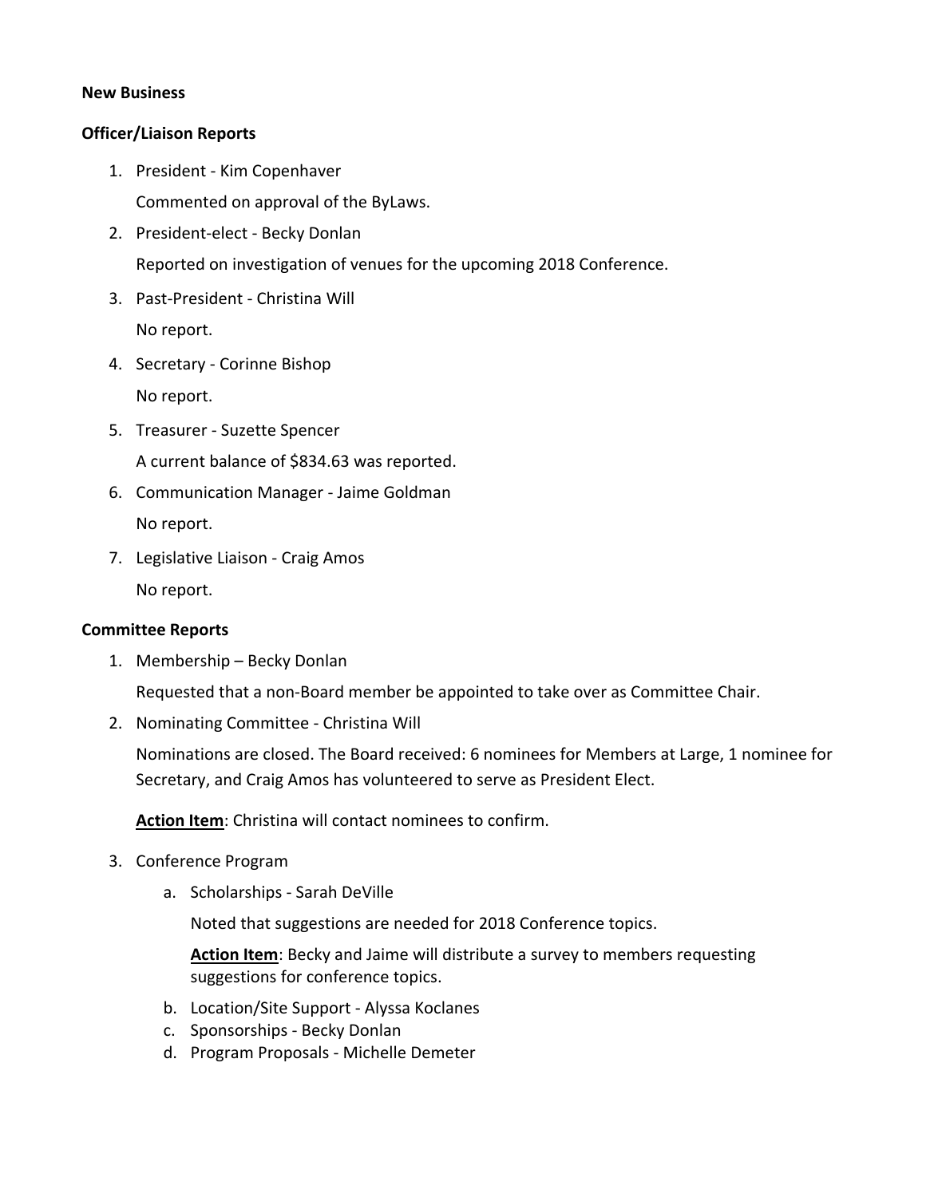**New Business**

**Officer/Liaison Reports**

1. President - Kim Copenhaver

   Commented on approval of the ByLaws.

2. President-elect - Becky Donlan

   Reported on investigation of venues for the upcoming 2018 Conference.

3. Past-President - Christina Will

   No report.

4. Secretary - Corinne Bishop

   No report.

5. Treasurer - Suzette Spencer

   A current balance of $834.63 was reported.

6. Communication Manager - Jaime Goldman

   No report.

7. Legislative Liaison - Craig Amos

   No report.

**Committee Reports**

1. Membership – Becky Donlan

   Requested that a non-Board member be appointed to take over as Committee Chair.

2. Nominating Committee - Christina Will

   Nominations are closed. The Board received: 6 nominees for Members at Large, 1 nominee for Secretary, and Craig Amos has volunteered to serve as President Elect.

   **Action Item**: Christina will contact nominees to confirm.

3. Conference Program

   a. Scholarships - Sarah DeVille

      Noted that suggestions are needed for 2018 Conference topics.

      **Action Item**: Becky and Jaime will distribute a survey to members requesting suggestions for conference topics.

   b. Location/Site Support - Alyssa Koclanes
   c. Sponsorships - Becky Donlan
   d. Program Proposals - Michelle Demeter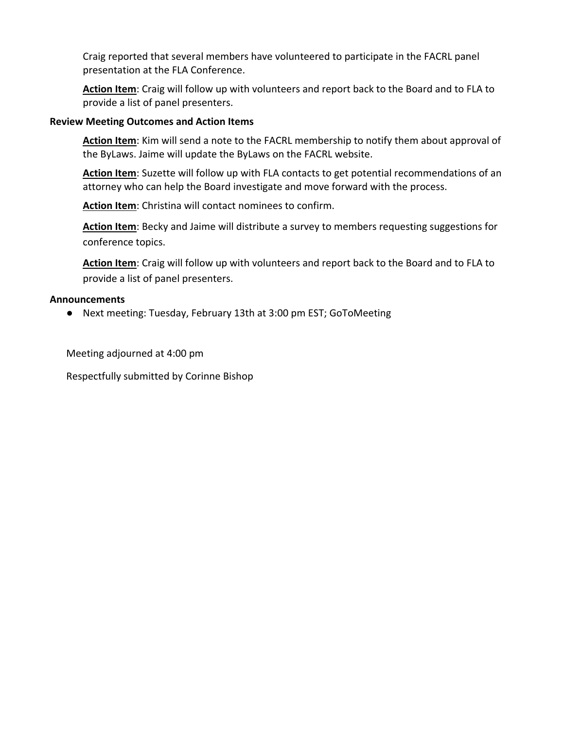Craig reported that several members have volunteered to participate in the FACRL panel presentation at the FLA Conference.

**Action Item**: Craig will follow up with volunteers and report back to the Board and to FLA to provide a list of panel presenters.

**Review Meeting Outcomes and Action Items**

**Action Item**: Kim will send a note to the FACRL membership to notify them about approval of the ByLaws. Jaime will update the ByLaws on the FACRL website.

**Action Item**: Suzette will follow up with FLA contacts to get potential recommendations of an attorney who can help the Board investigate and move forward with the process.

**Action Item**: Christina will contact nominees to confirm.

**Action Item**: Becky and Jaime will distribute a survey to members requesting suggestions for conference topics.

**Action Item**: Craig will follow up with volunteers and report back to the Board and to FLA to provide a list of panel presenters.

**Announcements**

- Next meeting: Tuesday, February 13th at 3:00 pm EST; GoToMeeting

Meeting adjourned at 4:00 pm

Respectfully submitted by Corinne Bishop